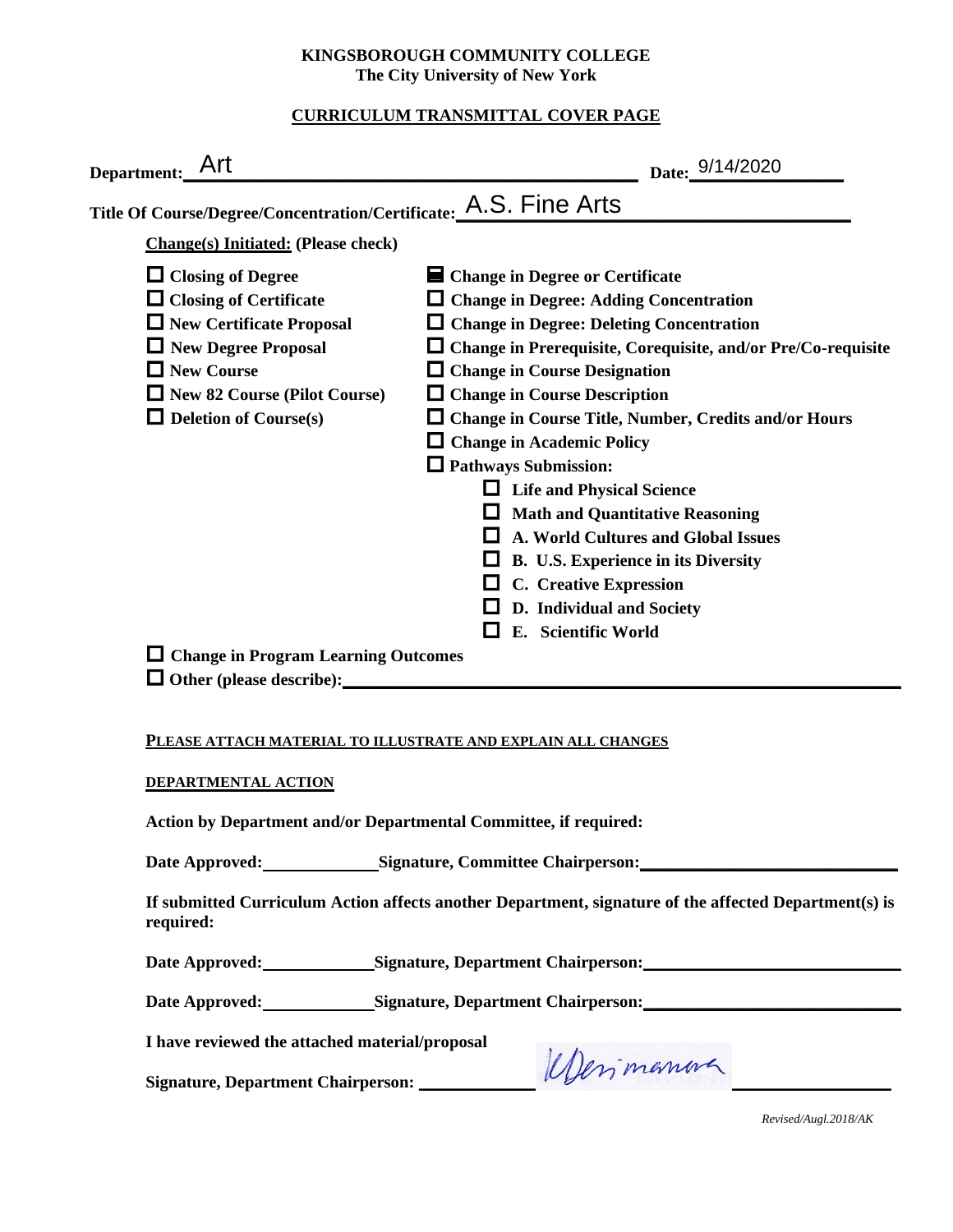**KINGSBOROUGH COMMUNITY COLLEGE**
**The City University of New York**

**CURRICULUM TRANSMITTAL COVER PAGE**

**Department:** Art **Date:** 9/14/2020

**Title Of Course/Degree/Concentration/Certificate:** A.S. Fine Arts

**Change(s) Initiated: (Please check)**

- ☐ Closing of Degree
- ☐ Closing of Certificate
- ☐ New Certificate Proposal
- ☐ New Degree Proposal
- ☐ New Course
- ☐ New 82 Course (Pilot Course)
- ☐ Deletion of Course(s)
- ☒ Change in Degree or Certificate
- ☐ Change in Degree: Adding Concentration
- ☐ Change in Degree: Deleting Concentration
- ☐ Change in Prerequisite, Corequisite, and/or Pre/Co-requisite
- ☐ Change in Course Designation
- ☐ Change in Course Description
- ☐ Change in Course Title, Number, Credits and/or Hours
- ☐ Change in Academic Policy
- ☐ Pathways Submission:
  - ☐ Life and Physical Science
  - ☐ Math and Quantitative Reasoning
  - ☐ A. World Cultures and Global Issues
  - ☐ B. U.S. Experience in its Diversity
  - ☐ C. Creative Expression
  - ☐ D. Individual and Society
  - ☐ E. Scientific World
- ☐ Change in Program Learning Outcomes
- ☐ Other (please describe): \_\_\_\_\_\_\_\_\_\_

**PLEASE ATTACH MATERIAL TO ILLUSTRATE AND EXPLAIN ALL CHANGES**

**DEPARTMENTAL ACTION**

**Action by Department and/or Departmental Committee, if required:**

**Date Approved:** \_\_\_\_\_\_\_\_ **Signature, Committee Chairperson:** \_\_\_\_\_\_\_\_

**If submitted Curriculum Action affects another Department, signature of the affected Department(s) is required:**

**Date Approved:** \_\_\_\_\_\_\_\_ **Signature, Department Chairperson:** \_\_\_\_\_\_\_\_

**Date Approved:** \_\_\_\_\_\_\_\_ **Signature, Department Chairperson:** \_\_\_\_\_\_\_\_

**I have reviewed the attached material/proposal**

**Signature, Department Chairperson:** [signature]

*Revised/Augl.2018/AK*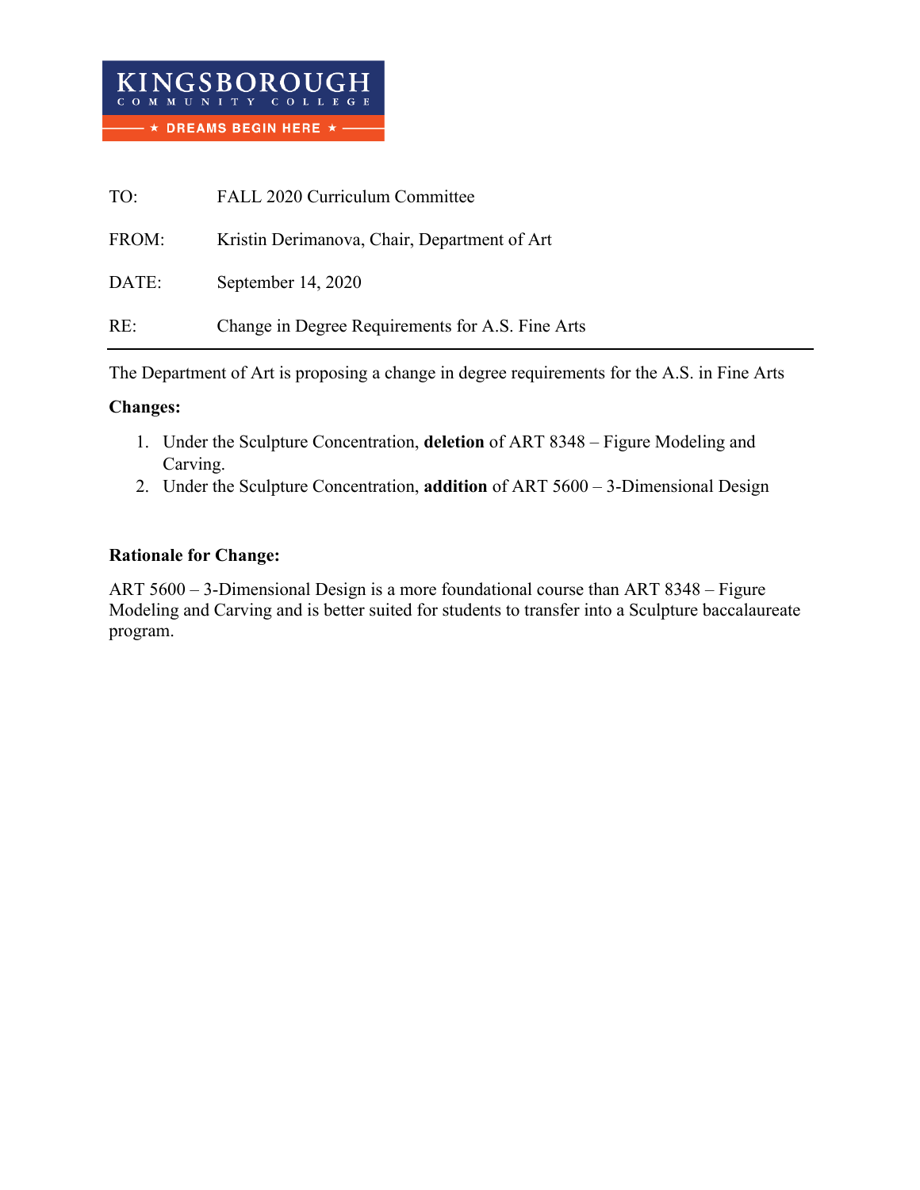KINGSBOROUGH COMMUNITY COLLEGE

★ DREAMS BEGIN HERE ★

TO: FALL 2020 Curriculum Committee

FROM: Kristin Derimanova, Chair, Department of Art

DATE: September 14, 2020

RE: Change in Degree Requirements for A.S. Fine Arts

---

The Department of Art is proposing a change in degree requirements for the A.S. in Fine Arts

**Changes:**

1. Under the Sculpture Concentration, **deletion** of ART 8348 – Figure Modeling and Carving.
2. Under the Sculpture Concentration, **addition** of ART 5600 – 3-Dimensional Design

**Rationale for Change:**

ART 5600 – 3-Dimensional Design is a more foundational course than ART 8348 – Figure Modeling and Carving and is better suited for students to transfer into a Sculpture baccalaureate program.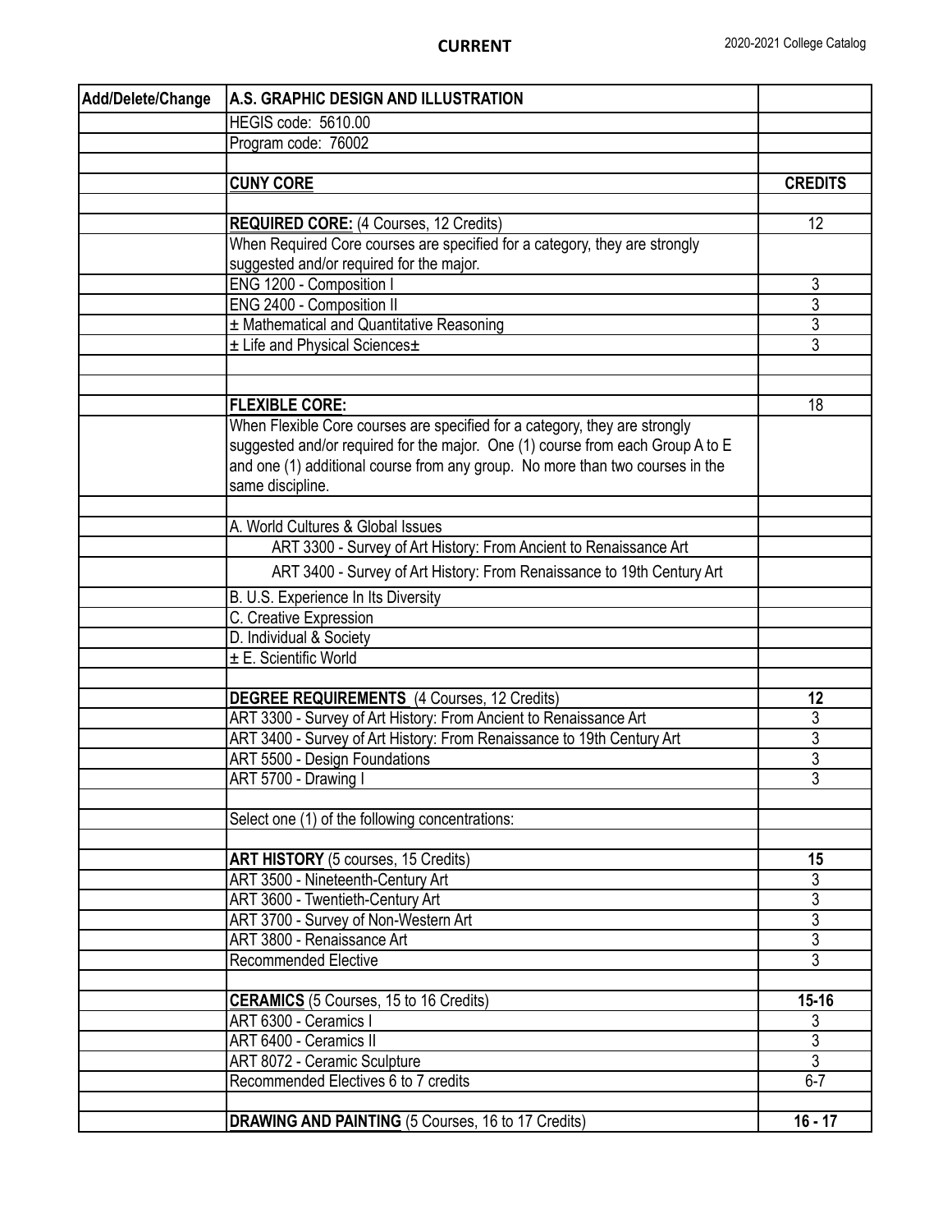**CURRENT**

| Add/Delete/Change | A.S. GRAPHIC DESIGN AND ILLUSTRATION | |
|---|---|---|
| | HEGIS code: 5610.00 | |
| | Program code: 76002 | |
| | | |
| | **CUNY CORE** | **CREDITS** |
| | | |
| | **REQUIRED CORE:** (4 Courses, 12 Credits) | 12 |
| | When Required Core courses are specified for a category, they are strongly suggested and/or required for the major. | |
| | ENG 1200 - Composition I | 3 |
| | ENG 2400 - Composition II | 3 |
| | ± Mathematical and Quantitative Reasoning | 3 |
| | ± Life and Physical Sciences± | 3 |
| | | |
| | | |
| | **FLEXIBLE CORE:** | 18 |
| | When Flexible Core courses are specified for a category, they are strongly suggested and/or required for the major. One (1) course from each Group A to E and one (1) additional course from any group. No more than two courses in the same discipline. | |
| | | |
| | A. World Cultures & Global Issues | |
| | ART 3300 - Survey of Art History: From Ancient to Renaissance Art | |
| | ART 3400 - Survey of Art History: From Renaissance to 19th Century Art | |
| | B. U.S. Experience In Its Diversity | |
| | C. Creative Expression | |
| | D. Individual & Society | |
| | ± E. Scientific World | |
| | | |
| | **DEGREE REQUIREMENTS** (4 Courses, 12 Credits) | **12** |
| | ART 3300 - Survey of Art History: From Ancient to Renaissance Art | 3 |
| | ART 3400 - Survey of Art History: From Renaissance to 19th Century Art | 3 |
| | ART 5500 - Design Foundations | 3 |
| | ART 5700 - Drawing I | 3 |
| | | |
| | Select one (1) of the following concentrations: | |
| | | |
| | **ART HISTORY** (5 courses, 15 Credits) | **15** |
| | ART 3500 - Nineteenth-Century Art | 3 |
| | ART 3600 - Twentieth-Century Art | 3 |
| | ART 3700 - Survey of Non-Western Art | 3 |
| | ART 3800 - Renaissance Art | 3 |
| | Recommended Elective | 3 |
| | | |
| | **CERAMICS** (5 Courses, 15 to 16 Credits) | **15-16** |
| | ART 6300 - Ceramics I | 3 |
| | ART 6400 - Ceramics II | 3 |
| | ART 8072 - Ceramic Sculpture | 3 |
| | Recommended Electives 6 to 7 credits | 6-7 |
| | | |
| | **DRAWING AND PAINTING** (5 Courses, 16 to 17 Credits) | **16 - 17** |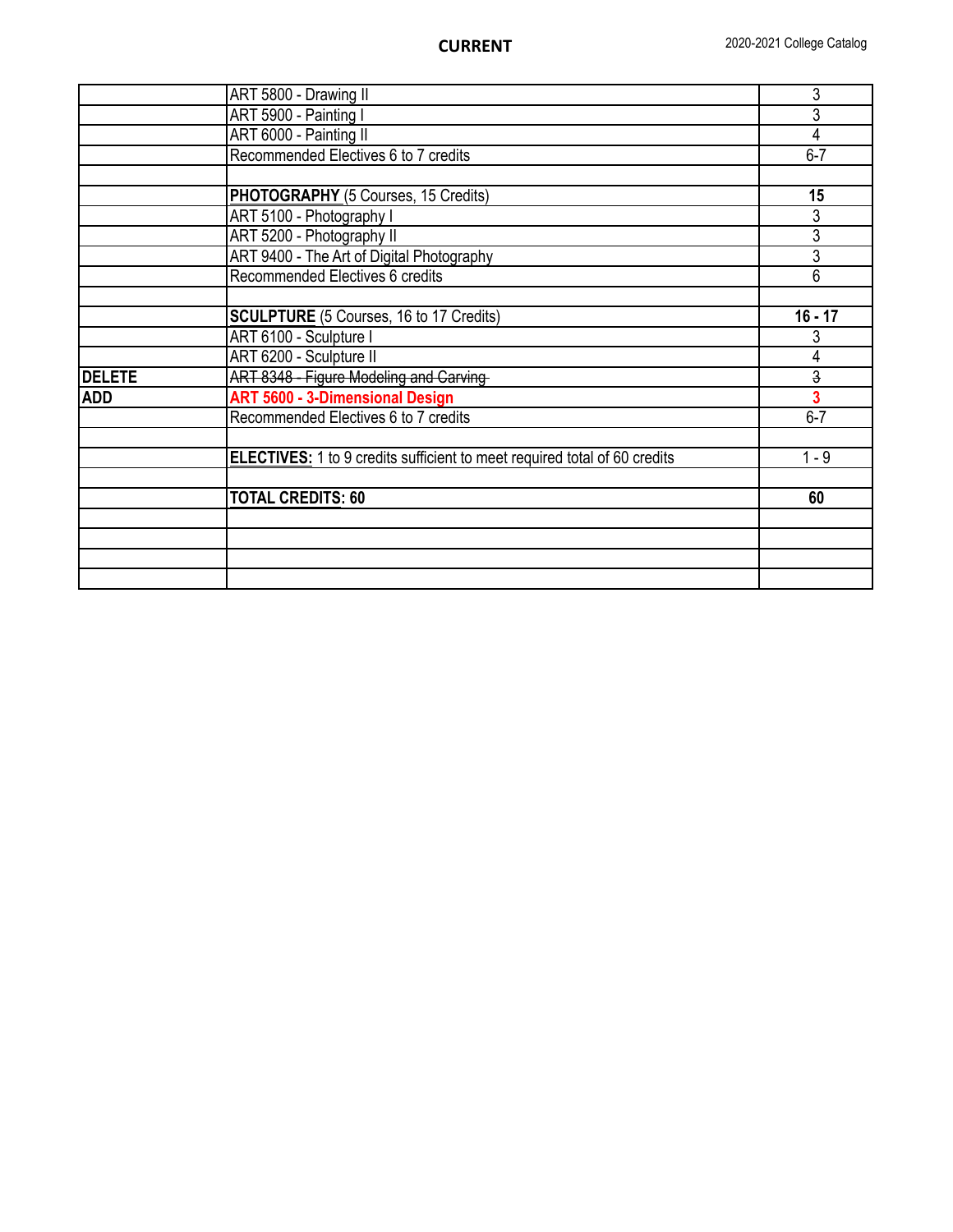**CURRENT**

| | | |
|---|---|---|
| | ART 5800 - Drawing II | 3 |
| | ART 5900 - Painting I | 3 |
| | ART 6000 - Painting II | 4 |
| | Recommended Electives 6 to 7 credits | 6-7 |
| | | |
| | **PHOTOGRAPHY** (5 Courses, 15 Credits) | **15** |
| | ART 5100 - Photography I | 3 |
| | ART 5200 - Photography II | 3 |
| | ART 9400 - The Art of Digital Photography | 3 |
| | Recommended Electives 6 credits | 6 |
| | | |
| | **SCULPTURE** (5 Courses, 16 to 17 Credits) | **16 - 17** |
| | ART 6100 - Sculpture I | 3 |
| | ART 6200 - Sculpture II | 4 |
| **DELETE** | ~~ART 8348 - Figure Modeling and Carving~~ | ~~3~~ |
| **ADD** | **ART 5600 - 3-Dimensional Design** | **3** |
| | Recommended Electives 6 to 7 credits | 6-7 |
| | | |
| | **ELECTIVES:** 1 to 9 credits sufficient to meet required total of 60 credits | 1 - 9 |
| | | |
| | **TOTAL CREDITS: 60** | **60** |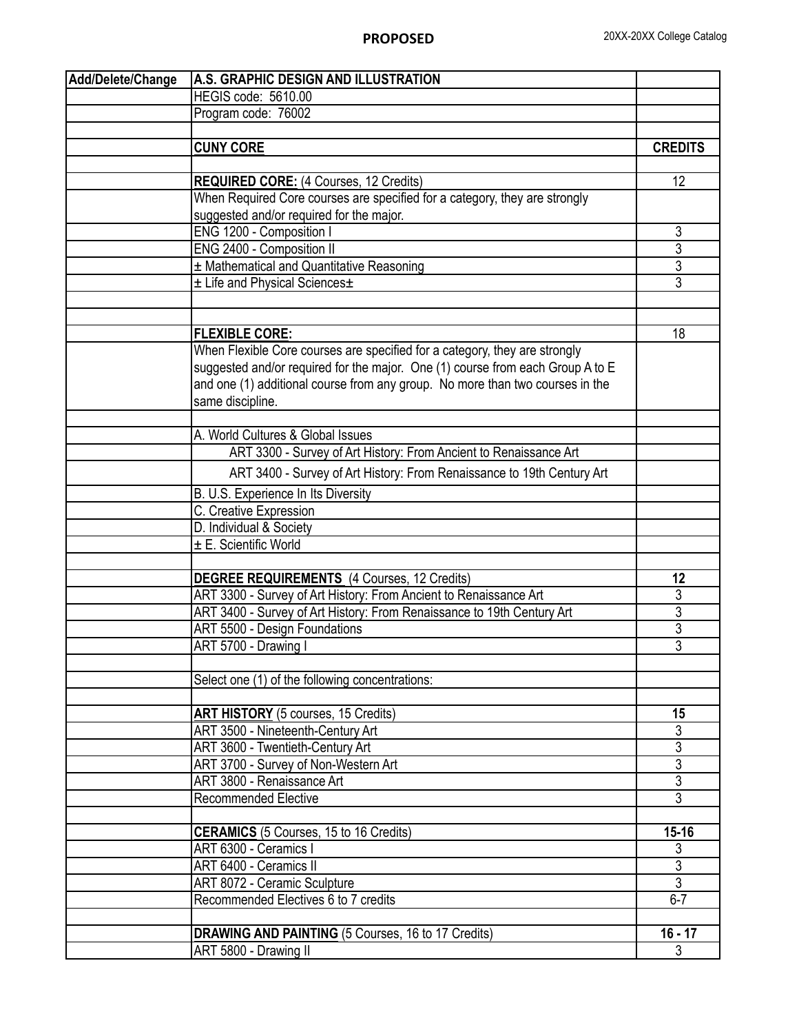**PROPOSED**

| Add/Delete/Change | A.S. GRAPHIC DESIGN AND ILLUSTRATION | |
|---|---|---|
| | HEGIS code: 5610.00 | |
| | Program code: 76002 | |
| | | |
| | **CUNY CORE** | **CREDITS** |
| | | |
| | **REQUIRED CORE:** (4 Courses, 12 Credits) | 12 |
| | When Required Core courses are specified for a category, they are strongly suggested and/or required for the major. | |
| | ENG 1200 - Composition I | 3 |
| | ENG 2400 - Composition II | 3 |
| | ± Mathematical and Quantitative Reasoning | 3 |
| | ± Life and Physical Sciences± | 3 |
| | | |
| | | |
| | **FLEXIBLE CORE:** | 18 |
| | When Flexible Core courses are specified for a category, they are strongly suggested and/or required for the major. One (1) course from each Group A to E and one (1) additional course from any group. No more than two courses in the same discipline. | |
| | | |
| | A. World Cultures & Global Issues | |
| | ART 3300 - Survey of Art History: From Ancient to Renaissance Art | |
| | ART 3400 - Survey of Art History: From Renaissance to 19th Century Art | |
| | B. U.S. Experience In Its Diversity | |
| | C. Creative Expression | |
| | D. Individual & Society | |
| | ± E. Scientific World | |
| | | |
| | **DEGREE REQUIREMENTS** (4 Courses, 12 Credits) | **12** |
| | ART 3300 - Survey of Art History: From Ancient to Renaissance Art | 3 |
| | ART 3400 - Survey of Art History: From Renaissance to 19th Century Art | 3 |
| | ART 5500 - Design Foundations | 3 |
| | ART 5700 - Drawing I | 3 |
| | | |
| | Select one (1) of the following concentrations: | |
| | | |
| | **ART HISTORY** (5 courses, 15 Credits) | **15** |
| | ART 3500 - Nineteenth-Century Art | 3 |
| | ART 3600 - Twentieth-Century Art | 3 |
| | ART 3700 - Survey of Non-Western Art | 3 |
| | ART 3800 - Renaissance Art | 3 |
| | Recommended Elective | 3 |
| | | |
| | **CERAMICS** (5 Courses, 15 to 16 Credits) | **15-16** |
| | ART 6300 - Ceramics I | 3 |
| | ART 6400 - Ceramics II | 3 |
| | ART 8072 - Ceramic Sculpture | 3 |
| | Recommended Electives 6 to 7 credits | 6-7 |
| | | |
| | **DRAWING AND PAINTING** (5 Courses, 16 to 17 Credits) | **16 - 17** |
| | ART 5800 - Drawing II | 3 |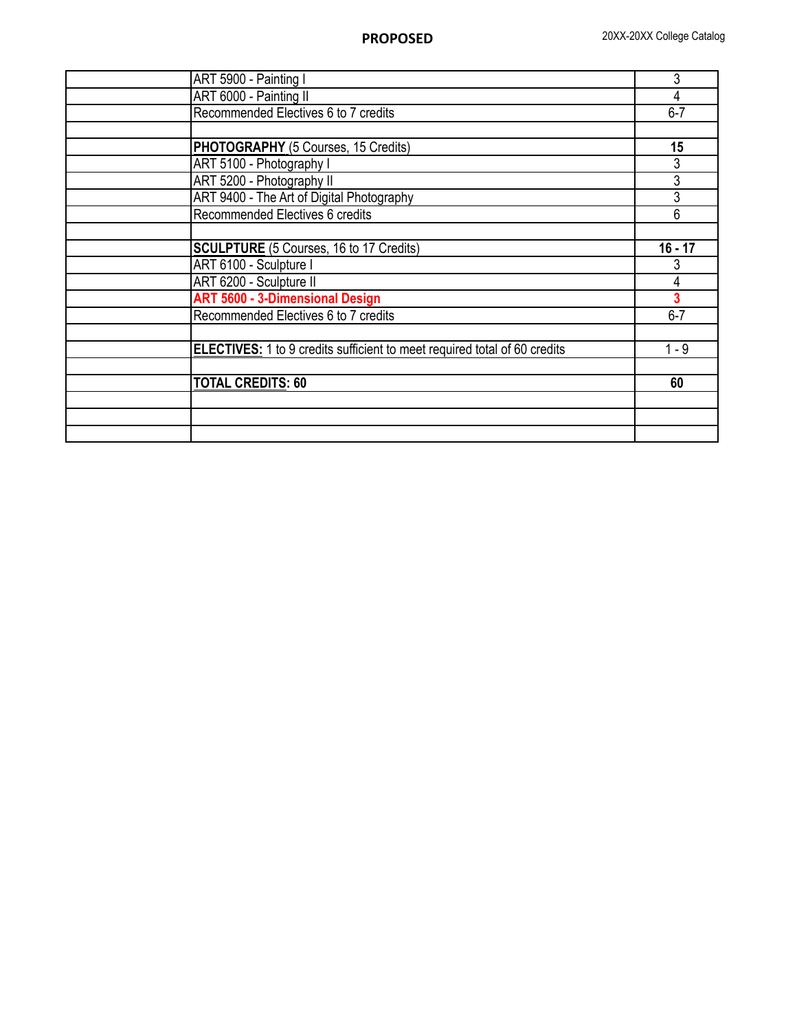**PROPOSED**

| | | |
|---|---|---|
| | ART 5900 - Painting I | 3 |
| | ART 6000 - Painting II | 4 |
| | Recommended Electives 6 to 7 credits | 6-7 |
| | | |
| | **PHOTOGRAPHY** (5 Courses, 15 Credits) | **15** |
| | ART 5100 - Photography I | 3 |
| | ART 5200 - Photography II | 3 |
| | ART 9400 - The Art of Digital Photography | 3 |
| | Recommended Electives 6 credits | 6 |
| | | |
| | **SCULPTURE** (5 Courses, 16 to 17 Credits) | **16 - 17** |
| | ART 6100 - Sculpture I | 3 |
| | ART 6200 - Sculpture II | 4 |
| | **ART 5600 - 3-Dimensional Design** | **3** |
| | Recommended Electives 6 to 7 credits | 6-7 |
| | | |
| | **ELECTIVES:** 1 to 9 credits sufficient to meet required total of 60 credits | 1 - 9 |
| | | |
| | **TOTAL CREDITS: 60** | **60** |
| | | |
| | | |
| | | |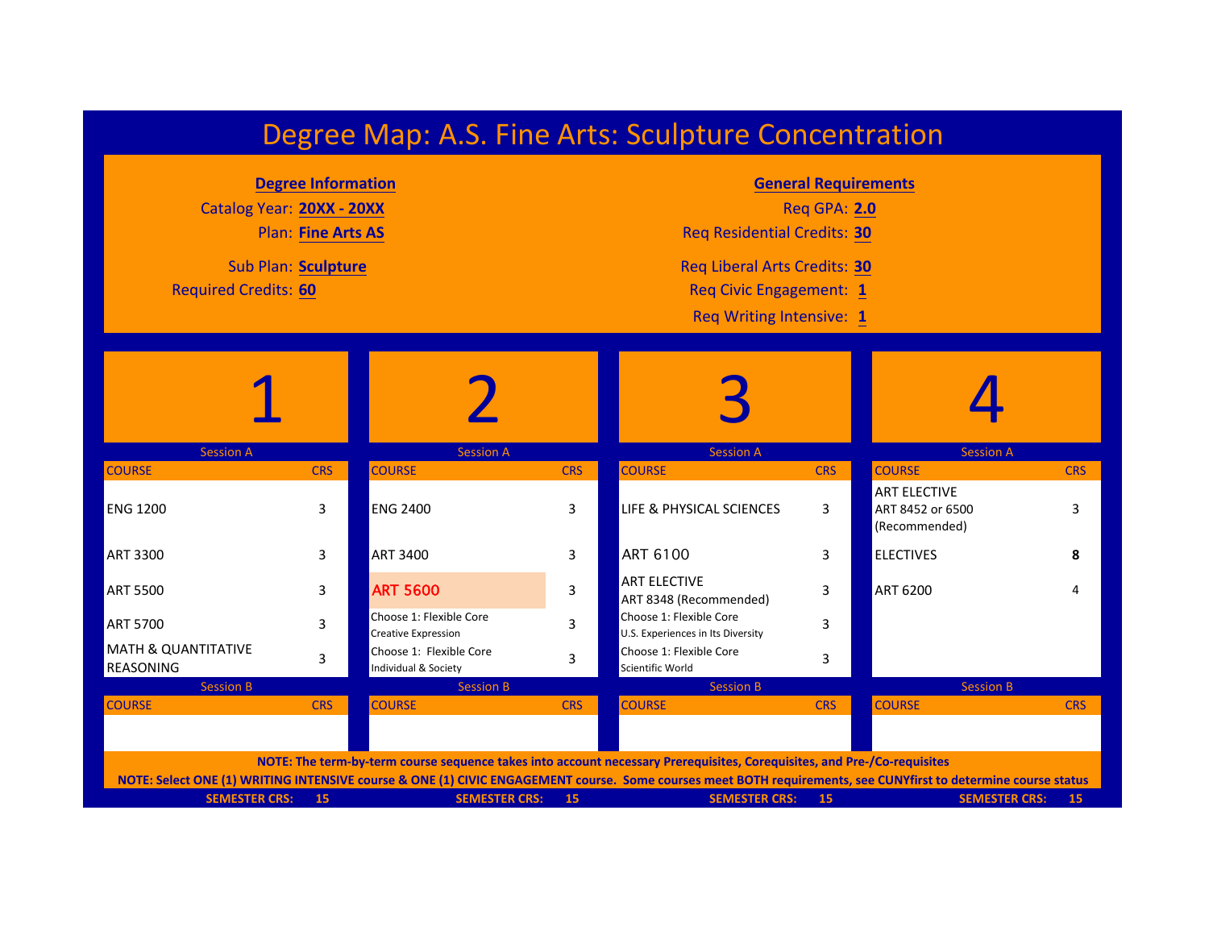# Degree Map: A.S. Fine Arts: Sculpture Concentration

**Degree Information**

Catalog Year: **20XX - 20XX**
Plan: **Fine Arts AS**
Sub Plan: **Sculpture**
Required Credits: **60**

**General Requirements**

Req GPA: **2.0**
Req Residential Credits: **30**
Req Liberal Arts Credits: **30**
Req Civic Engagement: **1**
Req Writing Intensive: **1**

## 1

**Session A**

| COURSE | CRS |
|---|---|
| ENG 1200 | 3 |
| ART 3300 | 3 |
| ART 5500 | 3 |
| ART 5700 | 3 |
| MATH & QUANTITATIVE REASONING | 3 |

**Session B**

| COURSE | CRS |
|---|---|
| | |

**SEMESTER CRS: 15**

## 2

**Session A**

| COURSE | CRS |
|---|---|
| ENG 2400 | 3 |
| ART 3400 | 3 |
| ART 5600 | 3 |
| Choose 1: Flexible Core Creative Expression | 3 |
| Choose 1: Flexible Core Individual & Society | 3 |

**Session B**

| COURSE | CRS |
|---|---|
| | |

**SEMESTER CRS: 15**

## 3

**Session A**

| COURSE | CRS |
|---|---|
| LIFE & PHYSICAL SCIENCES | 3 |
| ART 6100 | 3 |
| ART ELECTIVE ART 8348 (Recommended) | 3 |
| Choose 1: Flexible Core U.S. Experiences in Its Diversity | 3 |
| Choose 1: Flexible Core Scientific World | 3 |

**Session B**

| COURSE | CRS |
|---|---|
| | |

**SEMESTER CRS: 15**

## 4

**Session A**

| COURSE | CRS |
|---|---|
| ART ELECTIVE ART 8452 or 6500 (Recommended) | 3 |
| ELECTIVES | **8** |
| ART 6200 | 4 |

**Session B**

| COURSE | CRS |
|---|---|
| | |

**SEMESTER CRS: 15**

**NOTE: The term-by-term course sequence takes into account necessary Prerequisites, Corequisites, and Pre-/Co-requisites**

**NOTE: Select ONE (1) WRITING INTENSIVE course & ONE (1) CIVIC ENGAGEMENT course. Some courses meet BOTH requirements, see CUNYfirst to determine course status**